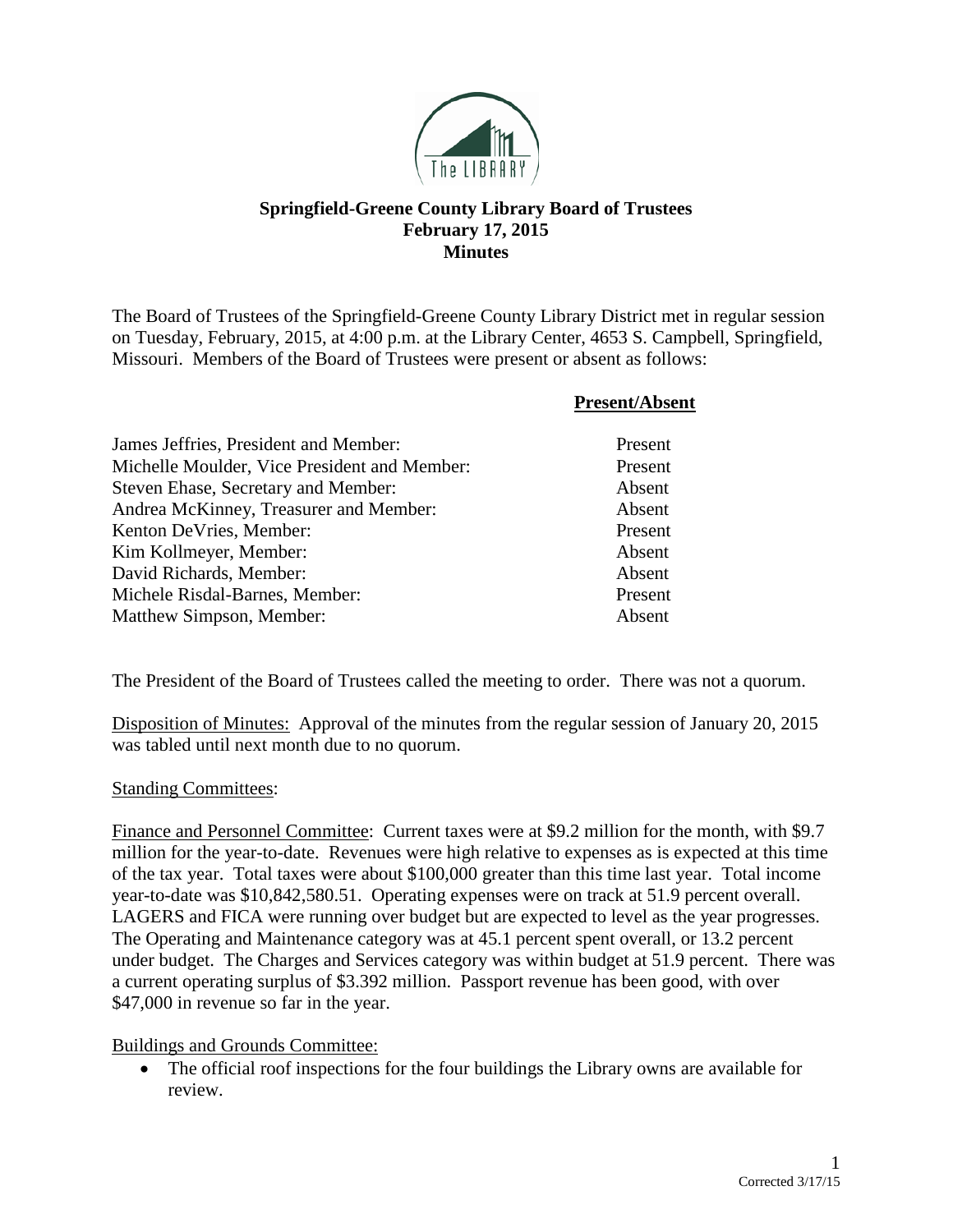# Springfield-Greene County Library Board of Trustees
## February 17, 2015
## Minutes

The Board of Trustees of the Springfield-Greene County Library District met in regular session on Tuesday, February, 2015, at 4:00 p.m. at the Library Center, 4653 S. Campbell, Springfield, Missouri. Members of the Board of Trustees were present or absent as follows:

| | **Present/Absent** |
|---|---|
| James Jeffries, President and Member: | Present |
| Michelle Moulder, Vice President and Member: | Present |
| Steven Ehase, Secretary and Member: | Absent |
| Andrea McKinney, Treasurer and Member: | Absent |
| Kenton DeVries, Member: | Present |
| Kim Kollmeyer, Member: | Absent |
| David Richards, Member: | Absent |
| Michele Risdal-Barnes, Member: | Present |
| Matthew Simpson, Member: | Absent |

The President of the Board of Trustees called the meeting to order. There was not a quorum.

Disposition of Minutes: Approval of the minutes from the regular session of January 20, 2015 was tabled until next month due to no quorum.

Standing Committees:

Finance and Personnel Committee: Current taxes were at $9.2 million for the month, with $9.7 million for the year-to-date. Revenues were high relative to expenses as is expected at this time of the tax year. Total taxes were about $100,000 greater than this time last year. Total income year-to-date was $10,842,580.51. Operating expenses were on track at 51.9 percent overall. LAGERS and FICA were running over budget but are expected to level as the year progresses. The Operating and Maintenance category was at 45.1 percent spent overall, or 13.2 percent under budget. The Charges and Services category was within budget at 51.9 percent. There was a current operating surplus of $3.392 million. Passport revenue has been good, with over $47,000 in revenue so far in the year.

Buildings and Grounds Committee:

- The official roof inspections for the four buildings the Library owns are available for review.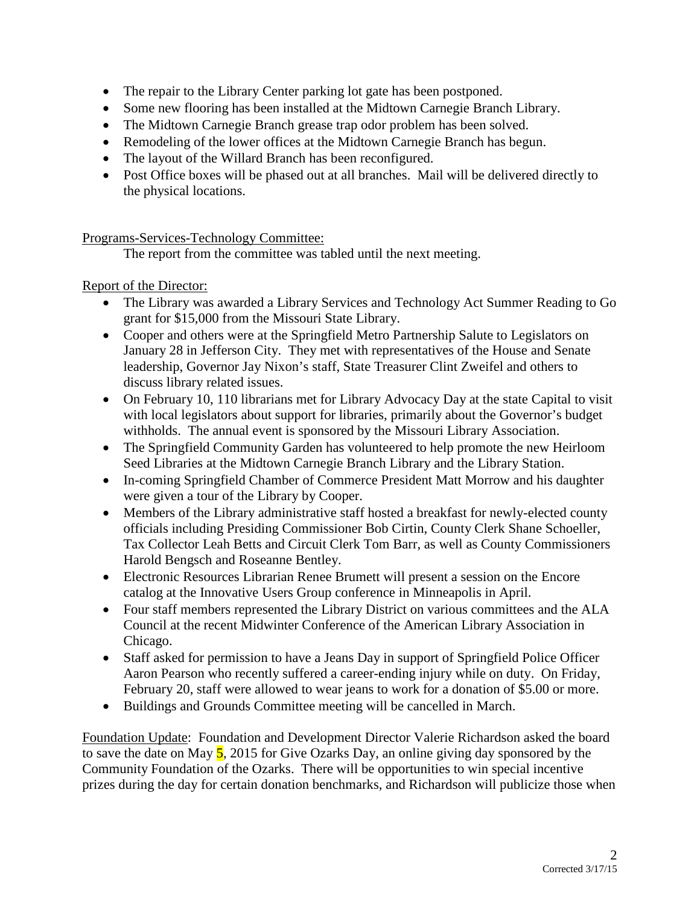- The repair to the Library Center parking lot gate has been postponed.
- Some new flooring has been installed at the Midtown Carnegie Branch Library.
- The Midtown Carnegie Branch grease trap odor problem has been solved.
- Remodeling of the lower offices at the Midtown Carnegie Branch has begun.
- The layout of the Willard Branch has been reconfigured.
- Post Office boxes will be phased out at all branches. Mail will be delivered directly to the physical locations.

Programs-Services-Technology Committee:

The report from the committee was tabled until the next meeting.

Report of the Director:

- The Library was awarded a Library Services and Technology Act Summer Reading to Go grant for $15,000 from the Missouri State Library.
- Cooper and others were at the Springfield Metro Partnership Salute to Legislators on January 28 in Jefferson City. They met with representatives of the House and Senate leadership, Governor Jay Nixon's staff, State Treasurer Clint Zweifel and others to discuss library related issues.
- On February 10, 110 librarians met for Library Advocacy Day at the state Capital to visit with local legislators about support for libraries, primarily about the Governor's budget withholds. The annual event is sponsored by the Missouri Library Association.
- The Springfield Community Garden has volunteered to help promote the new Heirloom Seed Libraries at the Midtown Carnegie Branch Library and the Library Station.
- In-coming Springfield Chamber of Commerce President Matt Morrow and his daughter were given a tour of the Library by Cooper.
- Members of the Library administrative staff hosted a breakfast for newly-elected county officials including Presiding Commissioner Bob Cirtin, County Clerk Shane Schoeller, Tax Collector Leah Betts and Circuit Clerk Tom Barr, as well as County Commissioners Harold Bengsch and Roseanne Bentley.
- Electronic Resources Librarian Renee Brumett will present a session on the Encore catalog at the Innovative Users Group conference in Minneapolis in April.
- Four staff members represented the Library District on various committees and the ALA Council at the recent Midwinter Conference of the American Library Association in Chicago.
- Staff asked for permission to have a Jeans Day in support of Springfield Police Officer Aaron Pearson who recently suffered a career-ending injury while on duty. On Friday, February 20, staff were allowed to wear jeans to work for a donation of $5.00 or more.
- Buildings and Grounds Committee meeting will be cancelled in March.

Foundation Update: Foundation and Development Director Valerie Richardson asked the board to save the date on May 5, 2015 for Give Ozarks Day, an online giving day sponsored by the Community Foundation of the Ozarks. There will be opportunities to win special incentive prizes during the day for certain donation benchmarks, and Richardson will publicize those when

Corrected 3/17/15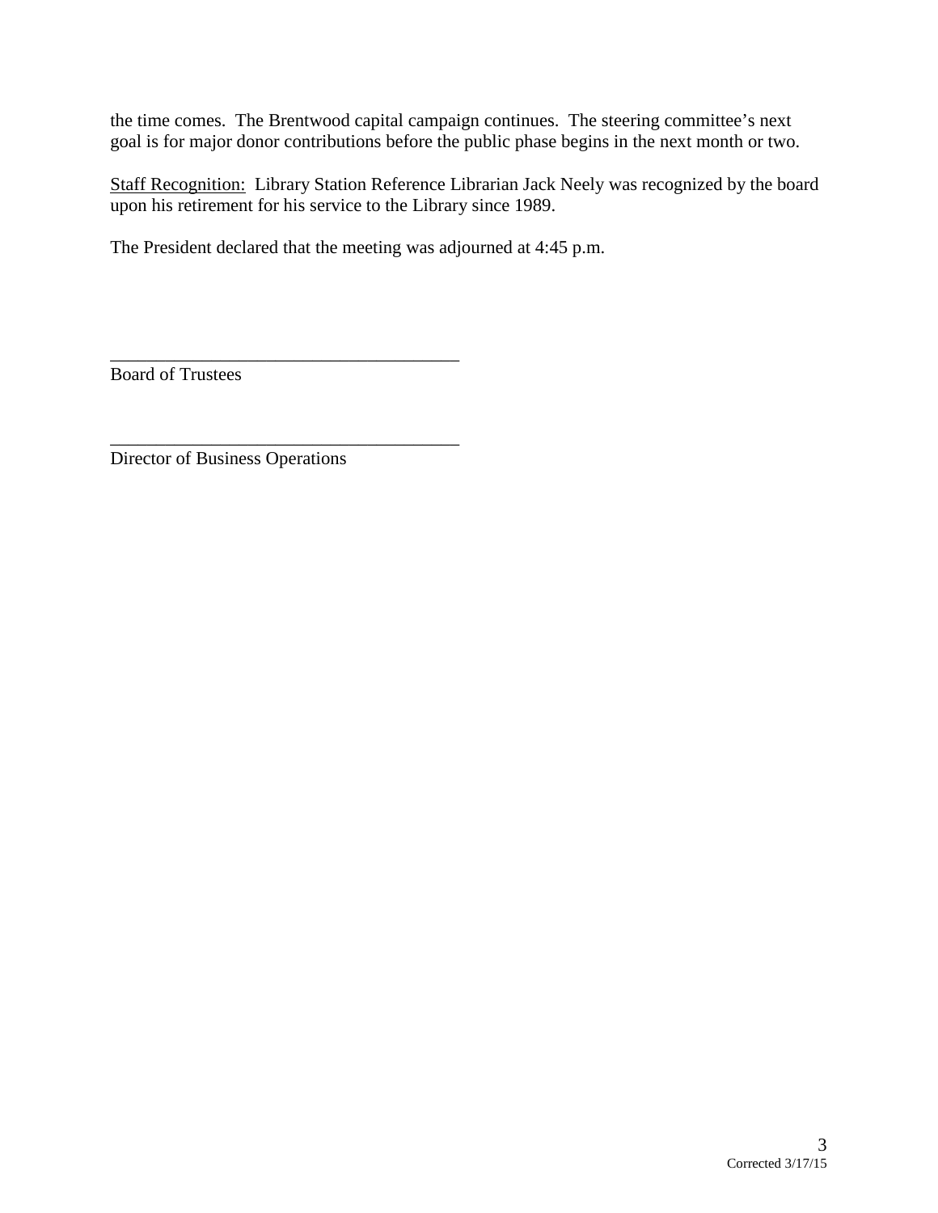the time comes. The Brentwood capital campaign continues. The steering committee's next goal is for major donor contributions before the public phase begins in the next month or two.

<u>Staff Recognition:</u> Library Station Reference Librarian Jack Neely was recognized by the board upon his retirement for his service to the Library since 1989.

The President declared that the meeting was adjourned at 4:45 p.m.

\_\_\_\_\_\_\_\_\_\_\_\_\_\_\_\_\_\_\_\_\_\_\_\_\_\_\_\_\_\_\_\_\_\_\_\_\_\_\_

Board of Trustees

\_\_\_\_\_\_\_\_\_\_\_\_\_\_\_\_\_\_\_\_\_\_\_\_\_\_\_\_\_\_\_\_\_\_\_\_\_\_\_

Director of Business Operations

Corrected 3/17/15